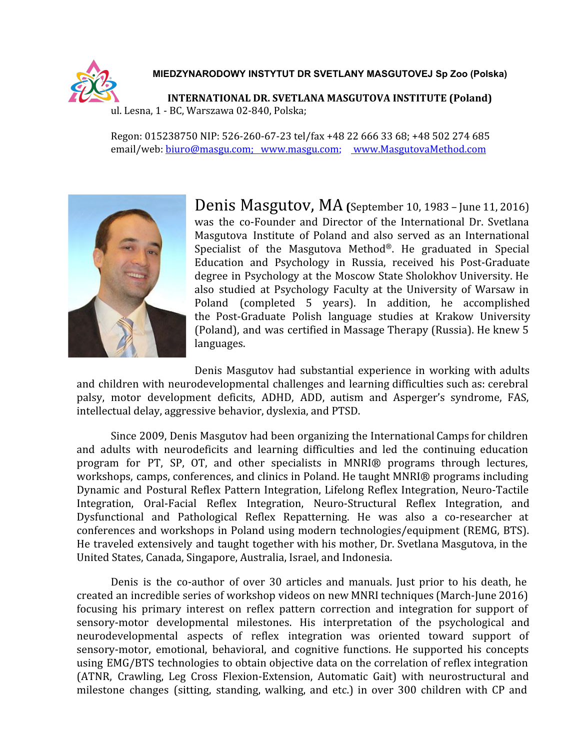**MIEDZYNARODOWY INSTYTUT DR SVETLANY MASGUTOVEJ Sp Zoo (Polska)**

**INTERNATIONAL DR. SVETLANA MASGUTOVA INSTITUTE (Poland)**

ul. Lesna, 1 - BC, Warszawa 02-840, Polska;

Regon: 015238750 NIP: 526-260-67-23 tel/fax +48 22 666 33 68; +48 502 274 685
email/web: biuro@masgu.com; www.masgu.com; www.MasgutovaMethod.com

Denis Masgutov, MA **(**September 10, 1983 – June 11, 2016) was the co-Founder and Director of the International Dr. Svetlana Masgutova Institute of Poland and also served as an International Specialist of the Masgutova Method®. He graduated in Special Education and Psychology in Russia, received his Post-Graduate degree in Psychology at the Moscow State Sholokhov University. He also studied at Psychology Faculty at the University of Warsaw in Poland (completed 5 years). In addition, he accomplished the Post-Graduate Polish language studies at Krakow University (Poland), and was certified in Massage Therapy (Russia). He knew 5 languages.

Denis Masgutov had substantial experience in working with adults and children with neurodevelopmental challenges and learning difficulties such as: cerebral palsy, motor development deficits, ADHD, ADD, autism and Asperger's syndrome, FAS, intellectual delay, aggressive behavior, dyslexia, and PTSD.

Since 2009, Denis Masgutov had been organizing the International Camps for children and adults with neurodeficits and learning difficulties and led the continuing education program for PT, SP, OT, and other specialists in MNRI® programs through lectures, workshops, camps, conferences, and clinics in Poland. He taught MNRI® programs including Dynamic and Postural Reflex Pattern Integration, Lifelong Reflex Integration, Neuro-Tactile Integration, Oral-Facial Reflex Integration, Neuro-Structural Reflex Integration, and Dysfunctional and Pathological Reflex Repatterning. He was also a co-researcher at conferences and workshops in Poland using modern technologies/equipment (REMG, BTS). He traveled extensively and taught together with his mother, Dr. Svetlana Masgutova, in the United States, Canada, Singapore, Australia, Israel, and Indonesia.

Denis is the co-author of over 30 articles and manuals. Just prior to his death, he created an incredible series of workshop videos on new MNRI techniques (March-June 2016) focusing his primary interest on reflex pattern correction and integration for support of sensory-motor developmental milestones. His interpretation of the psychological and neurodevelopmental aspects of reflex integration was oriented toward support of sensory-motor, emotional, behavioral, and cognitive functions. He supported his concepts using EMG/BTS technologies to obtain objective data on the correlation of reflex integration (ATNR, Crawling, Leg Cross Flexion-Extension, Automatic Gait) with neurostructural and milestone changes (sitting, standing, walking, and etc.) in over 300 children with CP and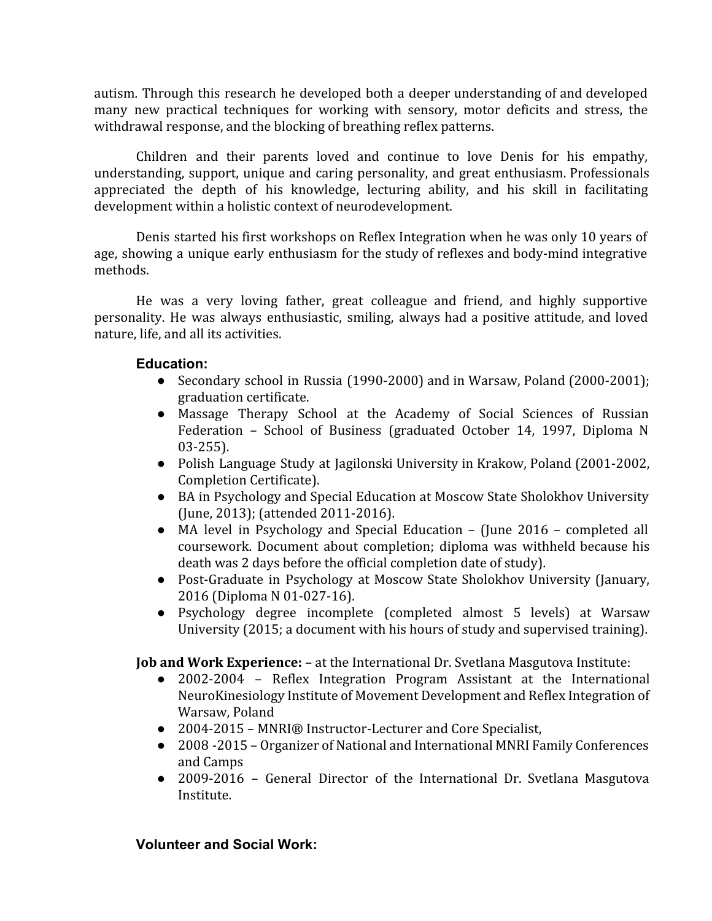autism. Through this research he developed both a deeper understanding of and developed many new practical techniques for working with sensory, motor deficits and stress, the withdrawal response, and the blocking of breathing reflex patterns.

Children and their parents loved and continue to love Denis for his empathy, understanding, support, unique and caring personality, and great enthusiasm. Professionals appreciated the depth of his knowledge, lecturing ability, and his skill in facilitating development within a holistic context of neurodevelopment.

Denis started his first workshops on Reflex Integration when he was only 10 years of age, showing a unique early enthusiasm for the study of reflexes and body-mind integrative methods.

He was a very loving father, great colleague and friend, and highly supportive personality. He was always enthusiastic, smiling, always had a positive attitude, and loved nature, life, and all its activities.

### Education:

- Secondary school in Russia (1990-2000) and in Warsaw, Poland (2000-2001); graduation certificate.
- Massage Therapy School at the Academy of Social Sciences of Russian Federation – School of Business (graduated October 14, 1997, Diploma N 03-255).
- Polish Language Study at Jagilonski University in Krakow, Poland (2001-2002, Completion Certificate).
- BA in Psychology and Special Education at Moscow State Sholokhov University (June, 2013); (attended 2011-2016).
- MA level in Psychology and Special Education – (June 2016 – completed all coursework. Document about completion; diploma was withheld because his death was 2 days before the official completion date of study).
- Post-Graduate in Psychology at Moscow State Sholokhov University (January, 2016 (Diploma N 01-027-16).
- Psychology degree incomplete (completed almost 5 levels) at Warsaw University (2015; a document with his hours of study and supervised training).

**Job and Work Experience:** – at the International Dr. Svetlana Masgutova Institute:

- 2002-2004 – Reflex Integration Program Assistant at the International NeuroKinesiology Institute of Movement Development and Reflex Integration of Warsaw, Poland
- 2004-2015 – MNRI® Instructor-Lecturer and Core Specialist,
- 2008 -2015 – Organizer of National and International MNRI Family Conferences and Camps
- 2009-2016 – General Director of the International Dr. Svetlana Masgutova Institute.

### Volunteer and Social Work: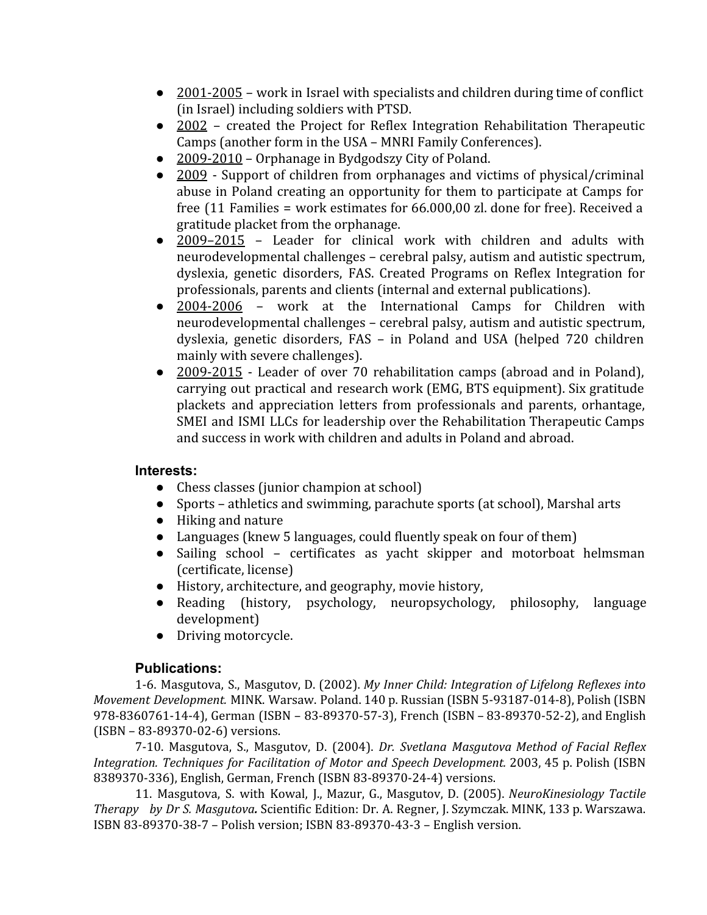- 2001-2005 – work in Israel with specialists and children during time of conflict (in Israel) including soldiers with PTSD.
- 2002 – created the Project for Reflex Integration Rehabilitation Therapeutic Camps (another form in the USA – MNRI Family Conferences).
- 2009-2010 – Orphanage in Bydgodszy City of Poland.
- 2009 - Support of children from orphanages and victims of physical/criminal abuse in Poland creating an opportunity for them to participate at Camps for free (11 Families = work estimates for 66.000,00 zl. done for free). Received a gratitude placket from the orphanage.
- 2009–2015 – Leader for clinical work with children and adults with neurodevelopmental challenges – cerebral palsy, autism and autistic spectrum, dyslexia, genetic disorders, FAS. Created Programs on Reflex Integration for professionals, parents and clients (internal and external publications).
- 2004-2006 – work at the International Camps for Children with neurodevelopmental challenges – cerebral palsy, autism and autistic spectrum, dyslexia, genetic disorders, FAS – in Poland and USA (helped 720 children mainly with severe challenges).
- 2009-2015 - Leader of over 70 rehabilitation camps (abroad and in Poland), carrying out practical and research work (EMG, BTS equipment). Six gratitude plackets and appreciation letters from professionals and parents, orhantage, SMEI and ISMI LLCs for leadership over the Rehabilitation Therapeutic Camps and success in work with children and adults in Poland and abroad.

**Interests:**

- Chess classes (junior champion at school)
- Sports – athletics and swimming, parachute sports (at school), Marshal arts
- Hiking and nature
- Languages (knew 5 languages, could fluently speak on four of them)
- Sailing school – certificates as yacht skipper and motorboat helmsman (certificate, license)
- History, architecture, and geography, movie history,
- Reading (history, psychology, neuropsychology, philosophy, language development)
- Driving motorcycle.

**Publications:**

1-6. Masgutova, S., Masgutov, D. (2002). *My Inner Child: Integration of Lifelong Reflexes into Movement Development.* MINK. Warsaw. Poland. 140 p. Russian (ISBN 5-93187-014-8), Polish (ISBN 978-8360761-14-4), German (ISBN – 83-89370-57-3), French (ISBN – 83-89370-52-2), and English (ISBN – 83-89370-02-6) versions.

7-10. Masgutova, S., Masgutov, D. (2004). *Dr. Svetlana Masgutova Method of Facial Reflex Integration. Techniques for Facilitation of Motor and Speech Development.* 2003, 45 p. Polish (ISBN 8389370-336), English, German, French (ISBN 83-89370-24-4) versions.

11. Masgutova, S. with Kowal, J., Mazur, G., Masgutov, D. (2005). *NeuroKinesiology Tactile Therapy by Dr S. Masgutova.* Scientific Edition: Dr. A. Regner, J. Szymczak. MINK, 133 p. Warszawa. ISBN 83-89370-38-7 – Polish version; ISBN 83-89370-43-3 – English version.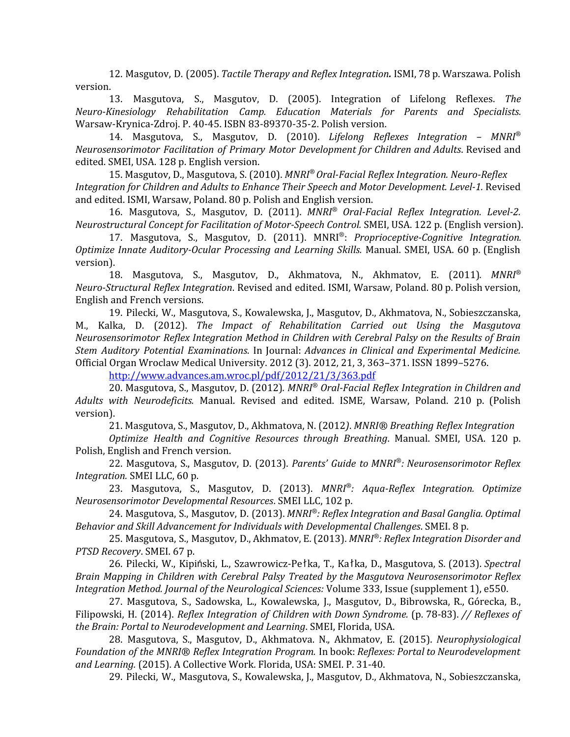12. Masgutov, D. (2005). *Tactile Therapy and Reflex Integration.* ISMI, 78 p. Warszawa. Polish version.

13. Masgutova, S., Masgutov, D. (2005). Integration of Lifelong Reflexes. *The Neuro-Kinesiology Rehabilitation Camp. Education Materials for Parents and Specialists.* Warsaw-Krynica-Zdroj. P. 40-45. ISBN 83-89370-35-2. Polish version.

14. Masgutova, S., Masgutov, D. (2010). *Lifelong Reflexes Integration – MNRI® Neurosensorimotor Facilitation of Primary Motor Development for Children and Adults*. Revised and edited. SMEI, USA. 128 p. English version.

15. Masgutov, D., Masgutova, S. (2010). *MNRI® Oral-Facial Reflex Integration. Neuro-Reflex Integration for Children and Adults to Enhance Their Speech and Motor Development. Level-1.* Revised and edited. ISMI, Warsaw, Poland. 80 p. Polish and English version.

16. Masgutova, S., Masgutov, D. (2011). *MNRI® Oral-Facial Reflex Integration. Level-2. Neurostructural Concept for Facilitation of Motor-Speech Control.* SMEI, USA. 122 p. (English version).

17. Masgutova, S., Masgutov, D. (2011). MNRI®: *Proprioceptive-Cognitive Integration. Optimize Innate Auditory-Ocular Processing and Learning Skills.* Manual. SMEI, USA. 60 p. (English version).

18. Masgutova, S., Masgutov, D., Akhmatova, N., Akhmatov, E. (2011). *MNRI® Neuro-Structural Reflex Integration*. Revised and edited. ISMI, Warsaw, Poland. 80 p. Polish version, English and French versions.

19. Pilecki, W., Masgutova, S., Kowalewska, J., Masgutov, D., Akhmatova, N., Sobieszczanska, M., Kalka, D. (2012). *The Impact of Rehabilitation Carried out Using the Masgutova Neurosensorimotor Reflex Integration Method in Children with Cerebral Palsy on the Results of Brain Stem Auditory Potential Examinations.* In Journal: *Advances in Clinical and Experimental Medicine.* Official Organ Wroclaw Medical University. 2012 (3). 2012, 21, 3, 363–371. ISSN 1899–5276.
http://www.advances.am.wroc.pl/pdf/2012/21/3/363.pdf

20. Masgutova, S., Masgutov, D. (2012). *MNRI® Oral-Facial Reflex Integration in Children and Adults with Neurodeficits.* Manual. Revised and edited. ISME, Warsaw, Poland. 210 p. (Polish version).

21. Masgutova, S., Masgutov, D., Akhmatova, N. (2012). *MNRI® Breathing Reflex Integration Optimize Health and Cognitive Resources through Breathing*. Manual. SMEI, USA. 120 p. Polish, English and French version.

22. Masgutova, S., Masgutov, D. (2013). *Parents' Guide to MNRI®: Neurosensorimotor Reflex Integration.* SMEI LLC, 60 p.

23. Masgutova, S., Masgutov, D. (2013). *MNRI®: Aqua-Reflex Integration. Optimize Neurosensorimotor Developmental Resources*. SMEI LLC, 102 p.

24. Masgutova, S., Masgutov, D. (2013). *MNRI®: Reflex Integration and Basal Ganglia. Optimal Behavior and Skill Advancement for Individuals with Developmental Challenges*. SMEI. 8 p.

25. Masgutova, S., Masgutov, D., Akhmatov, E. (2013). *MNRI®: Reflex Integration Disorder and PTSD Recovery*. SMEI. 67 p.

26. Pilecki, W., Kipiński, L., Szawrowicz-Pełka, T., Kałka, D., Masgutova, S. (2013). *Spectral Brain Mapping in Children with Cerebral Palsy Treated by the Masgutova Neurosensorimotor Reflex Integration Method. Journal of the Neurological Sciences:* Volume 333, Issue (supplement 1), e550.

27. Masgutova, S., Sadowska, L., Kowalewska, J., Masgutov, D., Bibrowska, R., Górecka, B., Filipowski, H. (2014). *Reflex Integration of Children with Down Syndrome.* (p. 78-83). *// Reflexes of the Brain: Portal to Neurodevelopment and Learning*. SMEI, Florida, USA.

28. Masgutova, S., Masgutov, D., Akhmatova. N., Akhmatov, E. (2015). *Neurophysiological Foundation of the MNRI® Reflex Integration Program.* In book: *Reflexes: Portal to Neurodevelopment and Learning.* (2015). A Collective Work. Florida, USA: SMEI. P. 31-40.

29. Pilecki, W., Masgutova, S., Kowalewska, J., Masgutov, D., Akhmatova, N., Sobieszczanska,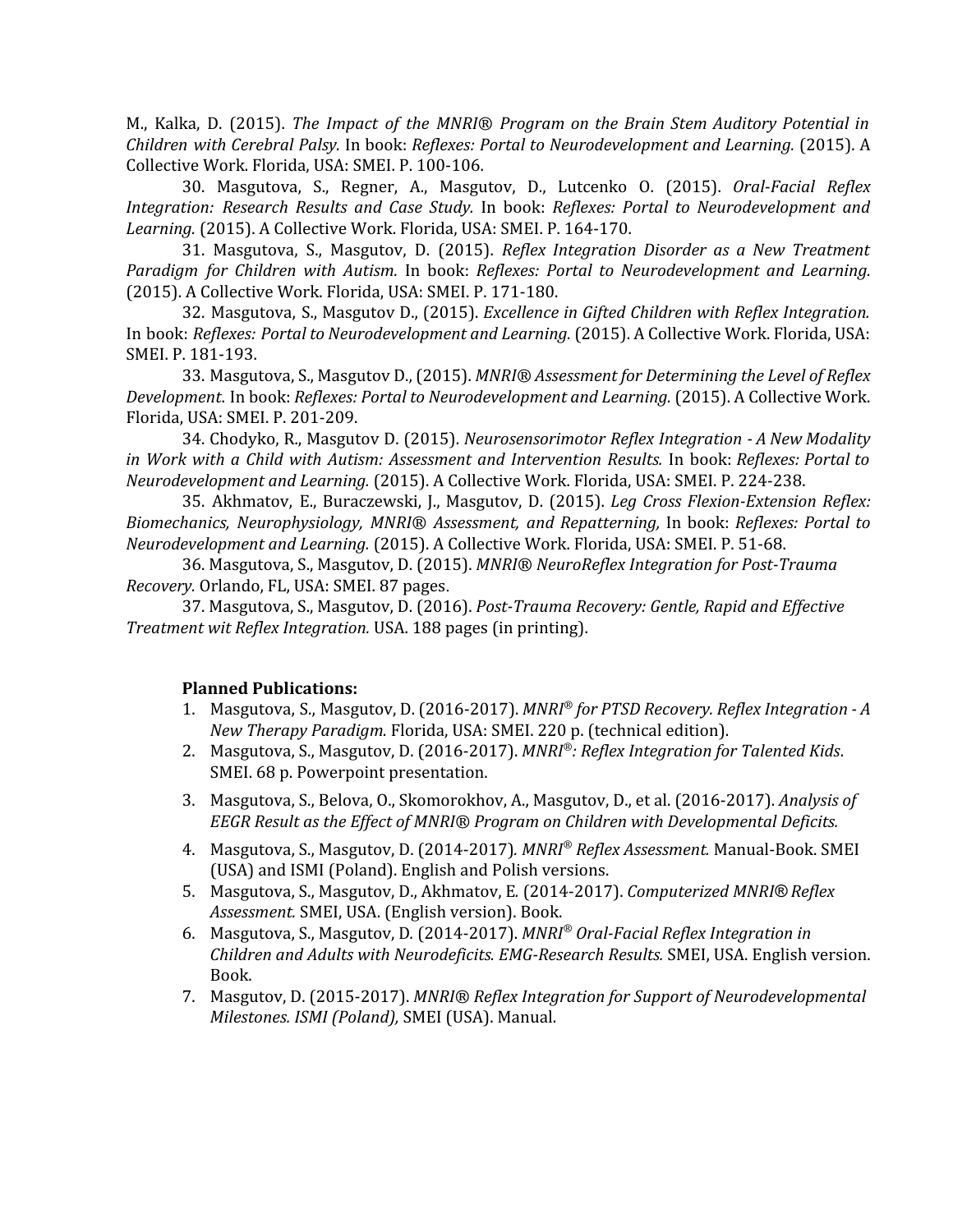M., Kalka, D. (2015). *The Impact of the MNRI® Program on the Brain Stem Auditory Potential in Children with Cerebral Palsy.* In book: *Reflexes: Portal to Neurodevelopment and Learning.* (2015). A Collective Work. Florida, USA: SMEI. P. 100-106.

30. Masgutova, S., Regner, A., Masgutov, D., Lutcenko O. (2015). *Oral-Facial Reflex Integration: Research Results and Case Study.* In book: *Reflexes: Portal to Neurodevelopment and Learning.* (2015). A Collective Work. Florida, USA: SMEI. P. 164-170.

31. Masgutova, S., Masgutov, D. (2015). *Reflex Integration Disorder as a New Treatment Paradigm for Children with Autism.* In book: *Reflexes: Portal to Neurodevelopment and Learning.* (2015). A Collective Work. Florida, USA: SMEI. P. 171-180.

32. Masgutova, S., Masgutov D., (2015). *Excellence in Gifted Children with Reflex Integration.* In book: *Reflexes: Portal to Neurodevelopment and Learning.* (2015). A Collective Work. Florida, USA: SMEI. P. 181-193.

33. Masgutova, S., Masgutov D., (2015). *MNRI® Assessment for Determining the Level of Reflex Development.* In book: *Reflexes: Portal to Neurodevelopment and Learning.* (2015). A Collective Work. Florida, USA: SMEI. P. 201-209.

34. Chodyko, R., Masgutov D. (2015). *Neurosensorimotor Reflex Integration - A New Modality in Work with a Child with Autism: Assessment and Intervention Results.* In book: *Reflexes: Portal to Neurodevelopment and Learning.* (2015). A Collective Work. Florida, USA: SMEI. P. 224-238.

35. Akhmatov, E., Buraczewski, J., Masgutov, D. (2015). *Leg Cross Flexion-Extension Reflex: Biomechanics, Neurophysiology, MNRI® Assessment, and Repatterning,* In book: *Reflexes: Portal to Neurodevelopment and Learning.* (2015). A Collective Work. Florida, USA: SMEI. P. 51-68.

36. Masgutova, S., Masgutov, D. (2015). *MNRI® NeuroReflex Integration for Post-Trauma Recovery.* Orlando, FL, USA: SMEI. 87 pages.

37. Masgutova, S., Masgutov, D. (2016). *Post-Trauma Recovery: Gentle, Rapid and Effective Treatment wit Reflex Integration.* USA. 188 pages (in printing).

**Planned Publications:**

1. Masgutova, S., Masgutov, D. (2016-2017). *MNRI® for PTSD Recovery. Reflex Integration - A New Therapy Paradigm.* Florida, USA: SMEI. 220 p. (technical edition).
2. Masgutova, S., Masgutov, D. (2016-2017). *MNRI®: Reflex Integration for Talented Kids*. SMEI. 68 p. Powerpoint presentation.
3. Masgutova, S., Belova, O., Skomorokhov, A., Masgutov, D., et al. (2016-2017). *Analysis of EEGR Result as the Effect of MNRI® Program on Children with Developmental Deficits.*
4. Masgutova, S., Masgutov, D. (2014-2017). *MNRI® Reflex Assessment.* Manual-Book. SMEI (USA) and ISMI (Poland). English and Polish versions.
5. Masgutova, S., Masgutov, D., Akhmatov, E. (2014-2017). *Computerized MNRI® Reflex Assessment.* SMEI, USA. (English version). Book.
6. Masgutova, S., Masgutov, D. (2014-2017). *MNRI® Oral-Facial Reflex Integration in Children and Adults with Neurodeficits. EMG-Research Results.* SMEI, USA. English version. Book.
7. Masgutov, D. (2015-2017). *MNRI® Reflex Integration for Support of Neurodevelopmental Milestones. ISMI (Poland),* SMEI (USA). Manual.